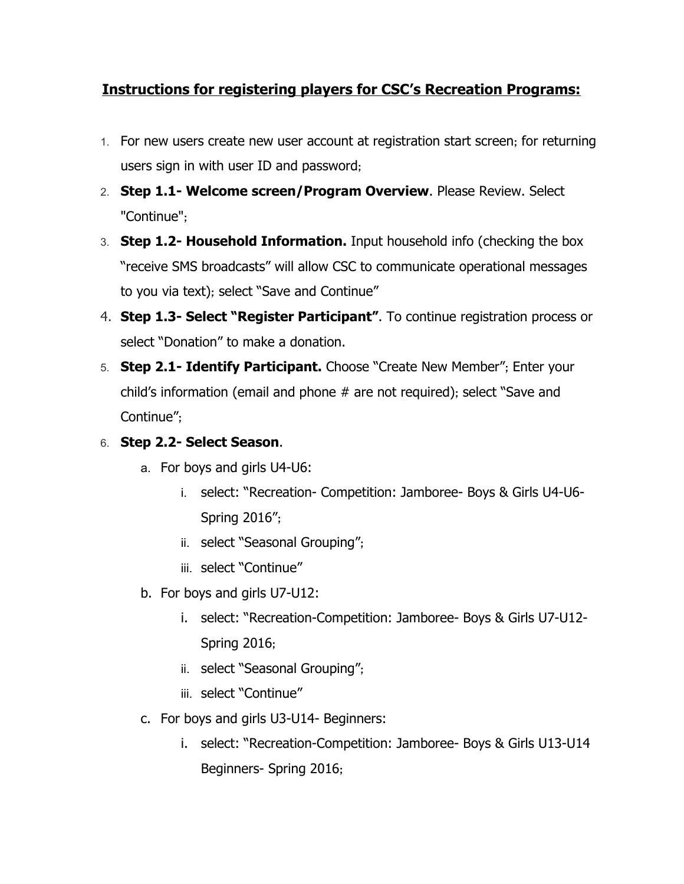# **Instructions for registering players for CSC's Recreation Programs:**

1. For new users create new user account at registration start screen; for returning users sign in with user ID and password;
2. **Step 1.1- Welcome screen/Program Overview**. Please Review. Select "Continue";
3. **Step 1.2- Household Information.** Input household info (checking the box "receive SMS broadcasts" will allow CSC to communicate operational messages to you via text); select "Save and Continue"
4. **Step 1.3- Select "Register Participant"**. To continue registration process or select "Donation" to make a donation.
5. **Step 2.1- Identify Participant.** Choose "Create New Member"; Enter your child's information (email and phone # are not required); select "Save and Continue";
6. **Step 2.2- Select Season**.
   a. For boys and girls U4-U6:
      i. select: "Recreation- Competition: Jamboree- Boys & Girls U4-U6- Spring 2016";
      ii. select "Seasonal Grouping";
      iii. select "Continue"
   b. For boys and girls U7-U12:
      i. select: "Recreation-Competition: Jamboree- Boys & Girls U7-U12- Spring 2016;
      ii. select "Seasonal Grouping";
      iii. select "Continue"
   c. For boys and girls U3-U14- Beginners:
      i. select: "Recreation-Competition: Jamboree- Boys & Girls U13-U14 Beginners- Spring 2016;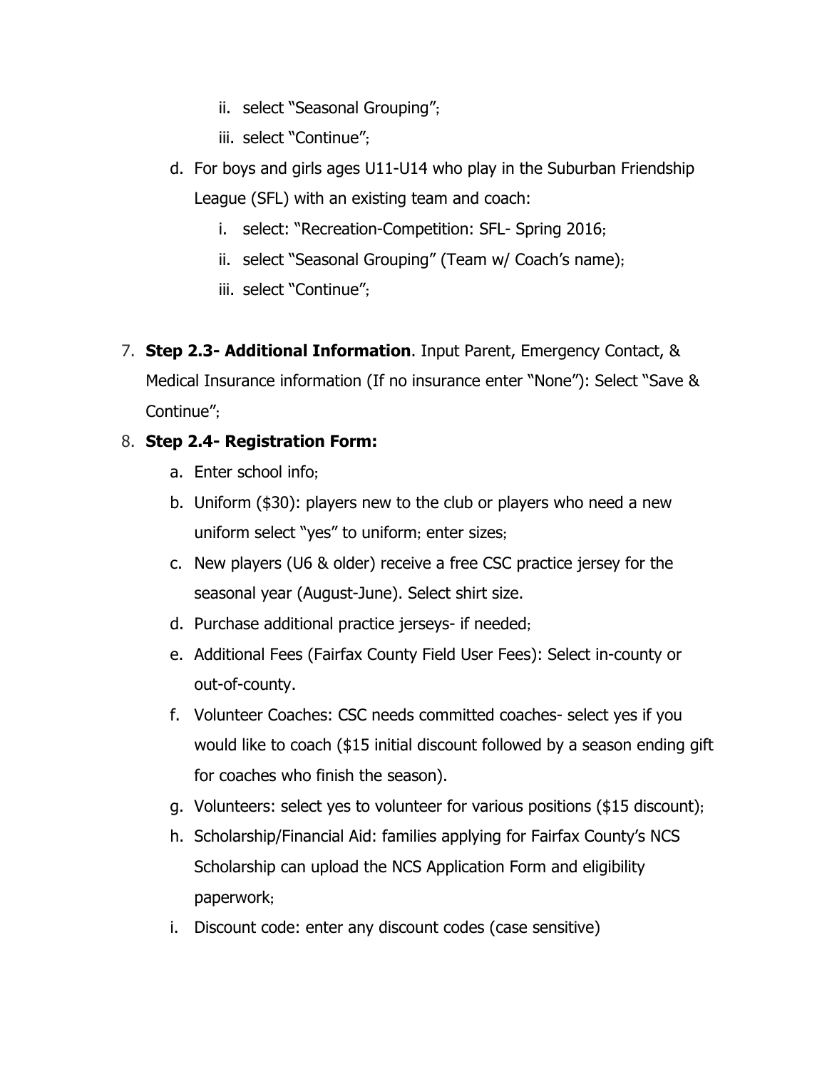ii. select "Seasonal Grouping";
   iii. select "Continue";

d. For boys and girls ages U11-U14 who play in the Suburban Friendship League (SFL) with an existing team and coach:
   i. select: "Recreation-Competition: SFL- Spring 2016;
   ii. select "Seasonal Grouping" (Team w/ Coach's name);
   iii. select "Continue";

7. **Step 2.3- Additional Information**. Input Parent, Emergency Contact, & Medical Insurance information (If no insurance enter "None"): Select "Save & Continue";
8. **Step 2.4- Registration Form:**
   a. Enter school info;
   b. Uniform ($30): players new to the club or players who need a new uniform select "yes" to uniform; enter sizes;
   c. New players (U6 & older) receive a free CSC practice jersey for the seasonal year (August-June). Select shirt size.
   d. Purchase additional practice jerseys- if needed;
   e. Additional Fees (Fairfax County Field User Fees): Select in-county or out-of-county.
   f. Volunteer Coaches: CSC needs committed coaches- select yes if you would like to coach ($15 initial discount followed by a season ending gift for coaches who finish the season).
   g. Volunteers: select yes to volunteer for various positions ($15 discount);
   h. Scholarship/Financial Aid: families applying for Fairfax County's NCS Scholarship can upload the NCS Application Form and eligibility paperwork;
   i. Discount code: enter any discount codes (case sensitive)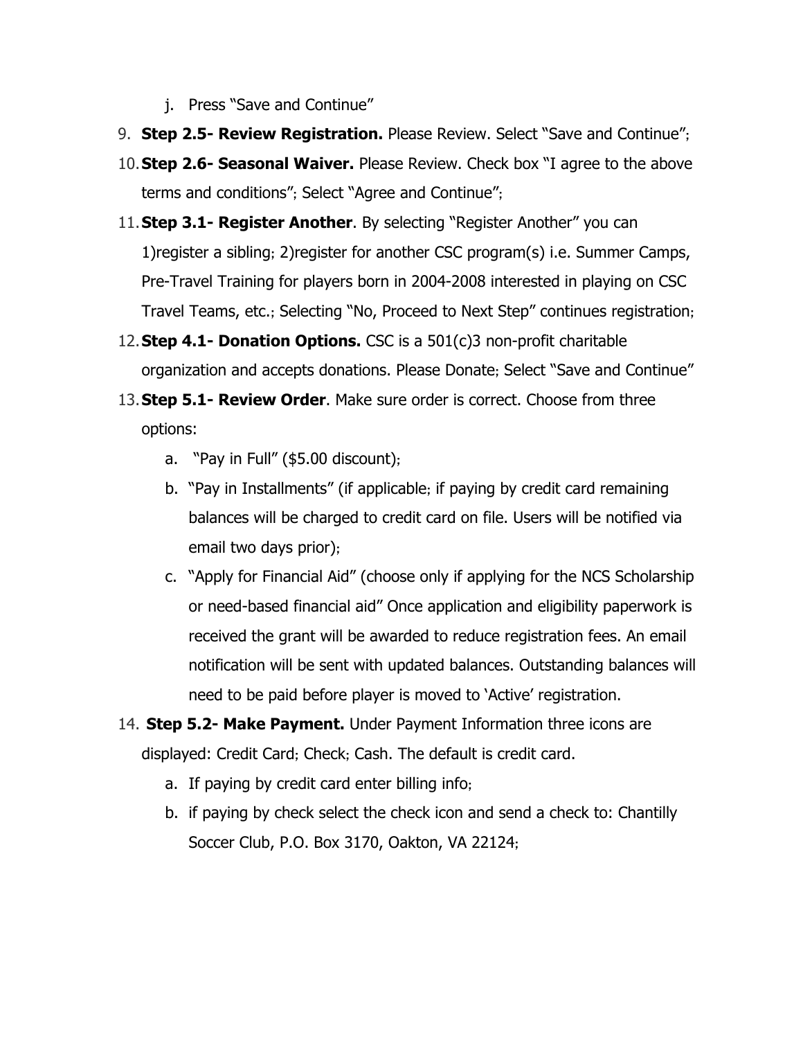j. Press "Save and Continue"

9. **Step 2.5- Review Registration.** Please Review. Select "Save and Continue";
10. **Step 2.6- Seasonal Waiver.** Please Review. Check box "I agree to the above terms and conditions"; Select "Agree and Continue";
11. **Step 3.1- Register Another**. By selecting "Register Another" you can 1)register a sibling; 2)register for another CSC program(s) i.e. Summer Camps, Pre-Travel Training for players born in 2004-2008 interested in playing on CSC Travel Teams, etc.; Selecting "No, Proceed to Next Step" continues registration;
12. **Step 4.1- Donation Options.** CSC is a 501(c)3 non-profit charitable organization and accepts donations. Please Donate; Select "Save and Continue"
13. **Step 5.1- Review Order**. Make sure order is correct. Choose from three options:
    a. "Pay in Full" ($5.00 discount);
    b. "Pay in Installments" (if applicable; if paying by credit card remaining balances will be charged to credit card on file. Users will be notified via email two days prior);
    c. "Apply for Financial Aid" (choose only if applying for the NCS Scholarship or need-based financial aid" Once application and eligibility paperwork is received the grant will be awarded to reduce registration fees. An email notification will be sent with updated balances. Outstanding balances will need to be paid before player is moved to 'Active' registration.
14. **Step 5.2- Make Payment.** Under Payment Information three icons are displayed: Credit Card; Check; Cash. The default is credit card.
    a. If paying by credit card enter billing info;
    b. if paying by check select the check icon and send a check to: Chantilly Soccer Club, P.O. Box 3170, Oakton, VA 22124;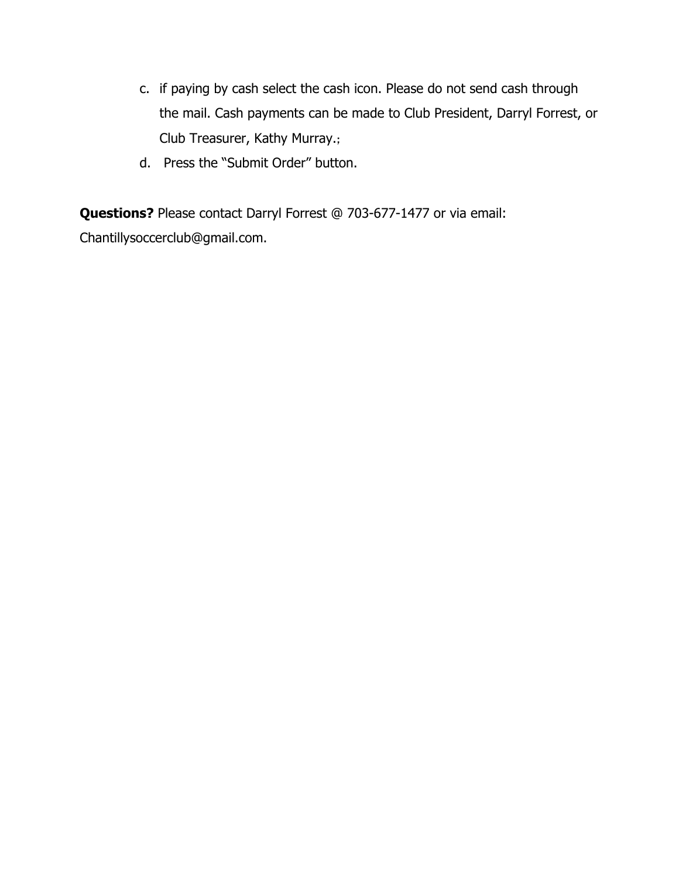c. if paying by cash select the cash icon. Please do not send cash through the mail. Cash payments can be made to Club President, Darryl Forrest, or Club Treasurer, Kathy Murray.;
d. Press the "Submit Order" button.

**Questions?** Please contact Darryl Forrest @ 703-677-1477 or via email: Chantillysoccerclub@gmail.com.